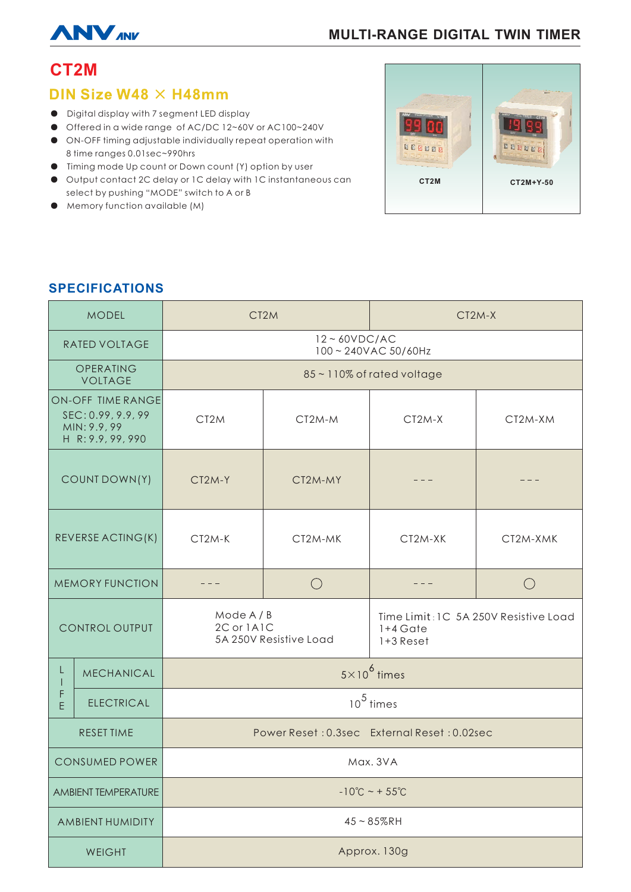## CT2M

### DIN Size W48 × H48mm

- Digital display with 7 segment LED display
- Offered in a wide range of AC/DC 12~60V or AC100~240V
- ON-OFF timing adjustable individually repeat operation with 8 time ranges 0.01sec~990hrs
- Timing mode Up count or Down count (Y) option by user
- Output contact 2C delay or 1C delay with 1C instantaneous can select by pushing "MODE" switch to A or B
- Memory function available (M)

CT2M

CT2M+Y-50

## SPECIFICATIONS

| MODEL | | CT2M | | CT2M-X | |
|---|---|---|---|---|---|
| RATED VOLTAGE | | 12 ~ 60VDC/AC<br>100 ~ 240VAC 50/60Hz | | | |
| OPERATING VOLTAGE | | 85 ~ 110% of rated voltage | | | |
| ON-OFF TIME RANGE<br>SEC: 0.99, 9.9, 99<br>MIN: 9.9, 99<br>H R: 9.9, 99, 990 | | CT2M | CT2M-M | CT2M-X | CT2M-XM |
| COUNT DOWN(Y) | | CT2M-Y | CT2M-MY | --- | --- |
| REVERSE ACTING(K) | | CT2M-K | CT2M-MK | CT2M-XK | CT2M-XMK |
| MEMORY FUNCTION | | --- | ○ | --- | ○ |
| CONTROL OUTPUT | | Mode A / B<br>2C or 1A1C<br>5A 250V Resistive Load | | Time Limit : 1C 5A 250V Resistive Load<br>1+4 Gate<br>1+3 Reset | |
| LIFE | MECHANICAL | $5 \times 10^6$ times | | | |
| | ELECTRICAL | $10^5$ times | | | |
| RESET TIME | | Power Reset : 0.3sec External Reset : 0.02sec | | | |
| CONSUMED POWER | | Max. 3VA | | | |
| AMBIENT TEMPERATURE | | -10℃ ~ + 55℃ | | | |
| AMBIENT HUMIDITY | | 45 ~ 85%RH | | | |
| WEIGHT | | Approx. 130g | | | |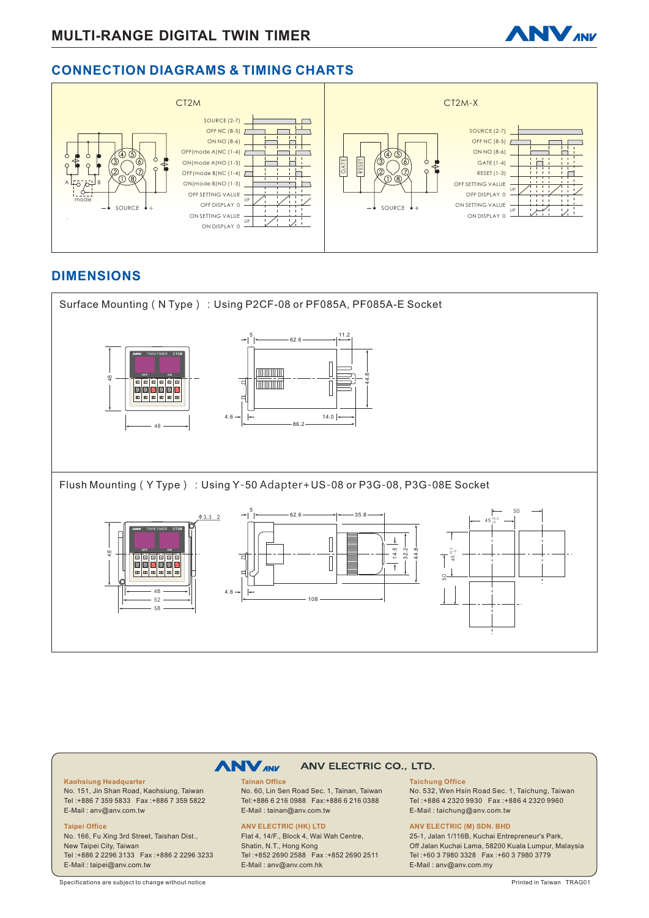## CONNECTION DIAGRAMS & TIMING CHARTS

CT2M

SOURCE (2-7)
OFF NC (8-5)
ON NO (8-6)
OFF(mode A)NC (1-4)
ON(mode A)NO (1-3)
OFF(mode B)NC (1-4)
ON(mode B)NO (1-3)
OFF SETTING VALUE
OFF DISPLAY 0
ON SETTING VALUE
ON DISPLAY 0
UP
mode
A B
SOURCE

CT2M-X

SOURCE (2-7)
OFF NC (8-5)
ON NO (8-6)
GATE (1-4)
RESET (1-3)
OFF SETTING VALUE
OFF DISPLAY 0
ON SETTING VALUE
ON DISPLAY 0
UP
GATE
RESET
SOURCE

## DIMENSIONS

Surface Mounting ( N Type ) : Using P2CF-08 or PF085A, PF085A-E Socket

48
48
5
62.6
11.2
44.8
4.6
14.0
86.2

Flush Mounting ( Y Type ) : Using Y-50 Adapter+US-08 or P3G-08, P3G-08E Socket

Φ3.3 2
48
48
52
58
5
62.6
35.8
14.5
32.2
44.8
4.6
108
50
45 +0.5 -0
45 +0.5 -0
50

---

**ANV ELECTRIC CO., LTD.**

**Kaohsiung Headquarter**
No. 151, Jin Shan Road Sec. 1, Kaohsiung, Taiwan
Tel :+886 7 359 5833 Fax :+886 7 359 5822
E-Mail : anv@anv.com.tw

**Tainan Office**
No. 60, Lin Sen Road Sec. 1, Tainan, Taiwan
Tel:+886 6 216 0988 Fax:+886 6 216 0388
E-Mail : tainan@anv.com.tw

**Taichung Office**
No. 532, Wen Hsin Road Sec. 1, Taichung, Taiwan
Tel :+886 4 2320 9930 Fax :+886 4 2320 9960
E-Mail : taichung@anv.com.tw

**Taipei Office**
No. 166, Fu Xing 3rd Street, Taishan Dist.,
New Taipei City, Taiwan
Tel :+886 2 2296 3133 Fax :+886 2 2296 3233
E-Mail : taipei@anv.com.tw

**ANV ELECTRIC (HK) LTD**
Flat 4, 14/F., Block 4, Wai Wah Centre,
Shatin, N.T., Hong Kong
Tel :+852 2690 2588 Fax :+852 2690 2511
E-Mail : anv@anv.com.hk

**ANV ELECTRIC (M) SDN. BHD**
25-1, Jalan 1/116B, Kuchai Entrepreneur's Park,
Off Jalan Kuchai Lama, 58200 Kuala Lumpur, Malaysia
Tel :+60 3 7980 3328 Fax :+60 3 7980 3779
E-Mail : anv@anv.com.my

Specifications are subject to change without notice

Printed in Taiwan TRAG01